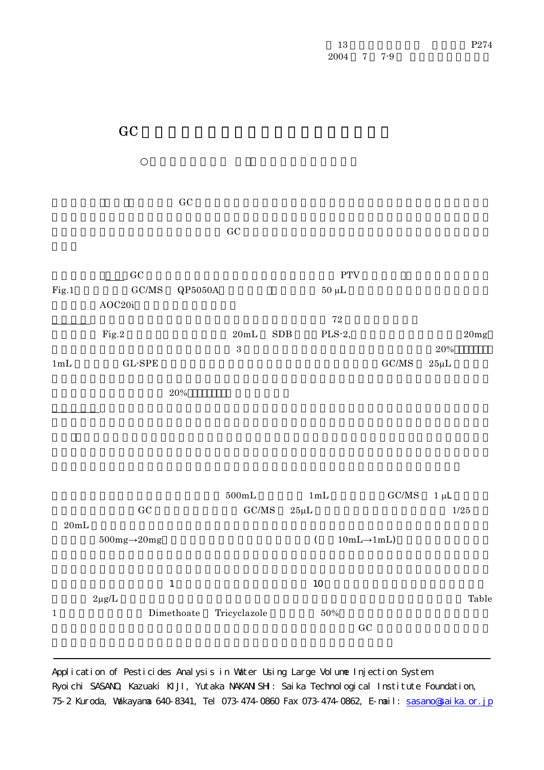# GC

○

GC

GC

GC PTV

Fig.1 GC/MS QP5050A 50 μL

AOC20i

72

Fig.2 20mL SDB PLS-2, 20mg

3 20%

1mL GL-SPE GC/MS 25μL

20%

500mL 1mL GC/MS 1 μL

GC GC/MS 25μL 1/25

20mL

500mg→20mg ( 10mL→1mL)

1 10

2μg/L Table

1 Dimethoate Tricyclazole 50%

GC

---

Application of Pesticides Analysis in Water Using Large Volume Injection System

Ryoichi SASANO, Kazuaki KIJI, Yutaka NAKANISHI: Saika Technological Institute Foundation, 75-2 Kuroda, Wakayama 640-8341, Tel 073-474-0860 Fax 073-474-0862, E-mail: sasano@saika.or.jp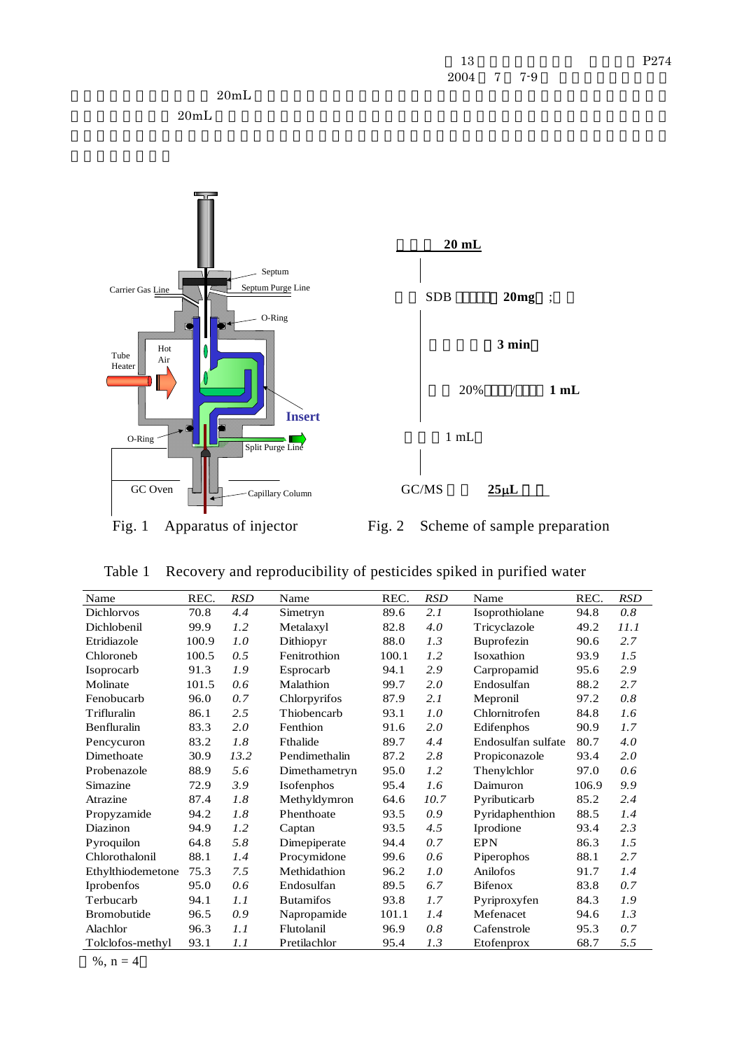20mL

20mL

Septum
Carrier Gas Line
Septum Purge Line
O-Ring
Tube Heater
Hot Air
Insert
O-Ring
Split Purge Line
GC Oven
Capillary Column

Fig. 1 Apparatus of injector

20 mL

SDB 20mg ;

3 min

20% / 1 mL

1 mL

GC/MS 25μL

Fig. 2 Scheme of sample preparation

Table 1 Recovery and reproducibility of pesticides spiked in purified water

| Name | REC. | *RSD* | Name | REC. | *RSD* | Name | REC. | *RSD* |
|---|---|---|---|---|---|---|---|---|
| Dichlorvos | 70.8 | *4.4* | Simetryn | 89.6 | *2.1* | Isoprothiolane | 94.8 | *0.8* |
| Dichlobenil | 99.9 | *1.2* | Metalaxyl | 82.8 | *4.0* | Tricyclazole | 49.2 | *11.1* |
| Etridiazole | 100.9 | *1.0* | Dithiopyr | 88.0 | *1.3* | Buprofezin | 90.6 | *2.7* |
| Chloroneb | 100.5 | *0.5* | Fenitrothion | 100.1 | *1.2* | Isoxathion | 93.9 | *1.5* |
| Isoprocarb | 91.3 | *1.9* | Esprocarb | 94.1 | *2.9* | Carpropamid | 95.6 | *2.9* |
| Molinate | 101.5 | *0.6* | Malathion | 99.7 | *2.0* | Endosulfan | 88.2 | *2.7* |
| Fenobucarb | 96.0 | *0.7* | Chlorpyrifos | 87.9 | *2.1* | Mepronil | 97.2 | *0.8* |
| Trifluralin | 86.1 | *2.5* | Thiobencarb | 93.1 | *1.0* | Chlornitrofen | 84.8 | *1.6* |
| Benfluralin | 83.3 | *2.0* | Fenthion | 91.6 | *2.0* | Edifenphos | 90.9 | *1.7* |
| Pencycuron | 83.2 | *1.8* | Fthalide | 89.7 | *4.4* | Endosulfan sulfate | 80.7 | *4.0* |
| Dimethoate | 30.9 | *13.2* | Pendimethalin | 87.2 | *2.8* | Propiconazole | 93.4 | *2.0* |
| Probenazole | 88.9 | *5.6* | Dimethametryn | 95.0 | *1.2* | Thenylchlor | 97.0 | *0.6* |
| Simazine | 72.9 | *3.9* | Isofenphos | 95.4 | *1.6* | Daimuron | 106.9 | *9.9* |
| Atrazine | 87.4 | *1.8* | Methyldymron | 64.6 | *10.7* | Pyributicarb | 85.2 | *2.4* |
| Propyzamide | 94.2 | *1.8* | Phenthoate | 93.5 | *0.9* | Pyridaphenthion | 88.5 | *1.4* |
| Diazinon | 94.9 | *1.2* | Captan | 93.5 | *4.5* | Iprodione | 93.4 | *2.3* |
| Pyroquilon | 64.8 | *5.8* | Dimepiperate | 94.4 | *0.7* | EPN | 86.3 | *1.5* |
| Chlorothalonil | 88.1 | *1.4* | Procymidone | 99.6 | *0.6* | Piperophos | 88.1 | *2.7* |
| Ethylthiodemetone | 75.3 | *7.5* | Methidathion | 96.2 | *1.0* | Anilofos | 91.7 | *1.4* |
| Iprobenfos | 95.0 | *0.6* | Endosulfan | 89.5 | *6.7* | Bifenox | 83.8 | *0.7* |
| Terbucarb | 94.1 | *1.1* | Butamifos | 93.8 | *1.7* | Pyriproxyfen | 84.3 | *1.9* |
| Bromobutide | 96.5 | *0.9* | Napropamide | 101.1 | *1.4* | Mefenacet | 94.6 | *1.3* |
| Alachlor | 96.3 | *1.1* | Flutolanil | 96.9 | *0.8* | Cafenstrole | 95.3 | *0.7* |
| Tolclofos-methyl | 93.1 | *1.1* | Pretilachlor | 95.4 | *1.3* | Etofenprox | 68.7 | *5.5* |

%, n = 4